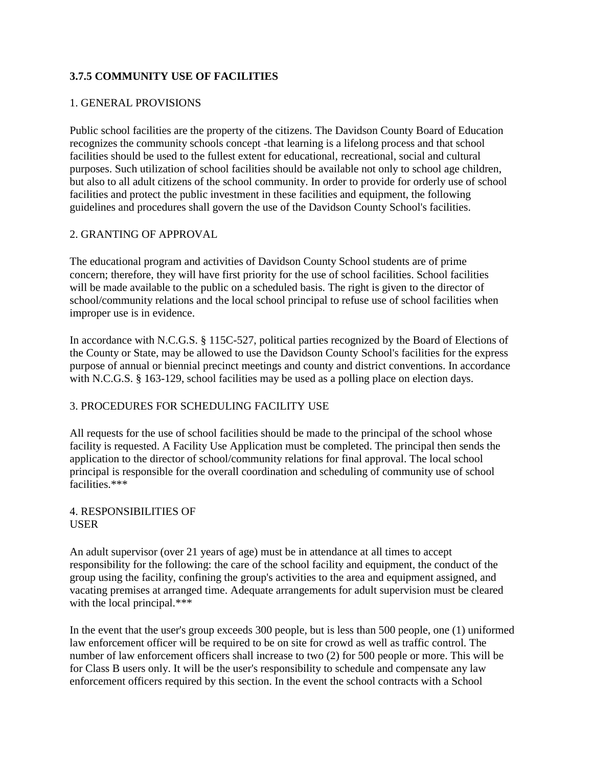**3.7.5 COMMUNITY USE OF FACILITIES**

1. GENERAL PROVISIONS

Public school facilities are the property of the citizens. The Davidson County Board of Education recognizes the community schools concept -that learning is a lifelong process and that school facilities should be used to the fullest extent for educational, recreational, social and cultural purposes. Such utilization of school facilities should be available not only to school age children, but also to all adult citizens of the school community. In order to provide for orderly use of school facilities and protect the public investment in these facilities and equipment, the following guidelines and procedures shall govern the use of the Davidson County School's facilities.

2. GRANTING OF APPROVAL

The educational program and activities of Davidson County School students are of prime concern; therefore, they will have first priority for the use of school facilities. School facilities will be made available to the public on a scheduled basis. The right is given to the director of school/community relations and the local school principal to refuse use of school facilities when improper use is in evidence.

In accordance with N.C.G.S. § 115C-527, political parties recognized by the Board of Elections of the County or State, may be allowed to use the Davidson County School's facilities for the express purpose of annual or biennial precinct meetings and county and district conventions. In accordance with N.C.G.S. § 163-129, school facilities may be used as a polling place on election days.

3. PROCEDURES FOR SCHEDULING FACILITY USE

All requests for the use of school facilities should be made to the principal of the school whose facility is requested. A Facility Use Application must be completed. The principal then sends the application to the director of school/community relations for final approval. The local school principal is responsible for the overall coordination and scheduling of community use of school facilities.***

4. RESPONSIBILITIES OF USER

An adult supervisor (over 21 years of age) must be in attendance at all times to accept responsibility for the following: the care of the school facility and equipment, the conduct of the group using the facility, confining the group's activities to the area and equipment assigned, and vacating premises at arranged time. Adequate arrangements for adult supervision must be cleared with the local principal.***

In the event that the user's group exceeds 300 people, but is less than 500 people, one (1) uniformed law enforcement officer will be required to be on site for crowd as well as traffic control. The number of law enforcement officers shall increase to two (2) for 500 people or more. This will be for Class B users only. It will be the user's responsibility to schedule and compensate any law enforcement officers required by this section. In the event the school contracts with a School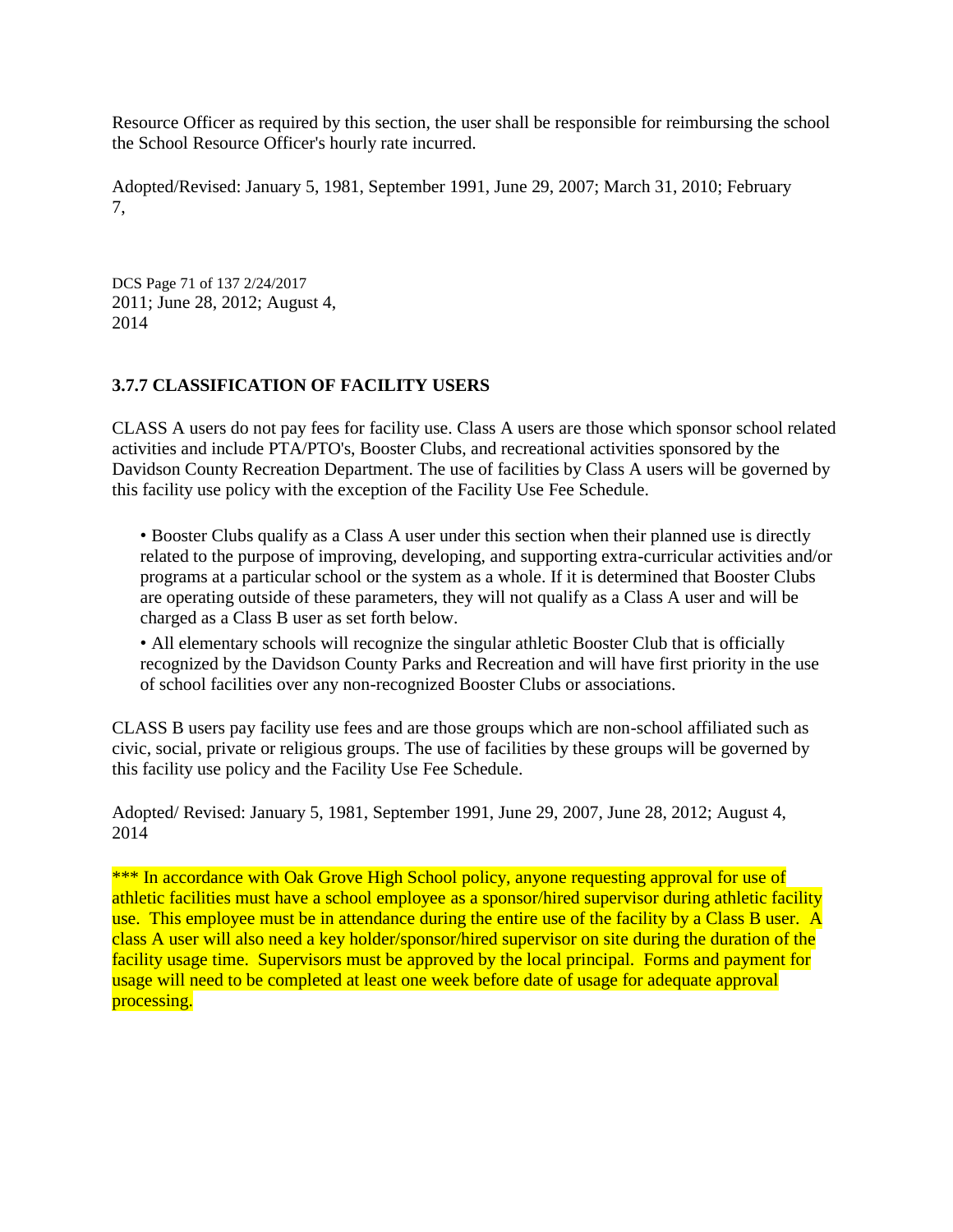Resource Officer as required by this section, the user shall be responsible for reimbursing the school the School Resource Officer's hourly rate incurred.

Adopted/Revised: January 5, 1981, September 1991, June 29, 2007; March 31, 2010; February 7, 2011; June 28, 2012; August 4, 2014

### 3.7.7 CLASSIFICATION OF FACILITY USERS

CLASS A users do not pay fees for facility use. Class A users are those which sponsor school related activities and include PTA/PTO's, Booster Clubs, and recreational activities sponsored by the Davidson County Recreation Department. The use of facilities by Class A users will be governed by this facility use policy with the exception of the Facility Use Fee Schedule.

- Booster Clubs qualify as a Class A user under this section when their planned use is directly related to the purpose of improving, developing, and supporting extra-curricular activities and/or programs at a particular school or the system as a whole. If it is determined that Booster Clubs are operating outside of these parameters, they will not qualify as a Class A user and will be charged as a Class B user as set forth below.
- All elementary schools will recognize the singular athletic Booster Club that is officially recognized by the Davidson County Parks and Recreation and will have first priority in the use of school facilities over any non-recognized Booster Clubs or associations.

CLASS B users pay facility use fees and are those groups which are non-school affiliated such as civic, social, private or religious groups. The use of facilities by these groups will be governed by this facility use policy and the Facility Use Fee Schedule.

Adopted/ Revised: January 5, 1981, September 1991, June 29, 2007, June 28, 2012; August 4, 2014

*** In accordance with Oak Grove High School policy, anyone requesting approval for use of athletic facilities must have a school employee as a sponsor/hired supervisor during athletic facility use. This employee must be in attendance during the entire use of the facility by a Class B user. A class A user will also need a key holder/sponsor/hired supervisor on site during the duration of the facility usage time. Supervisors must be approved by the local principal. Forms and payment for usage will need to be completed at least one week before date of usage for adequate approval processing.